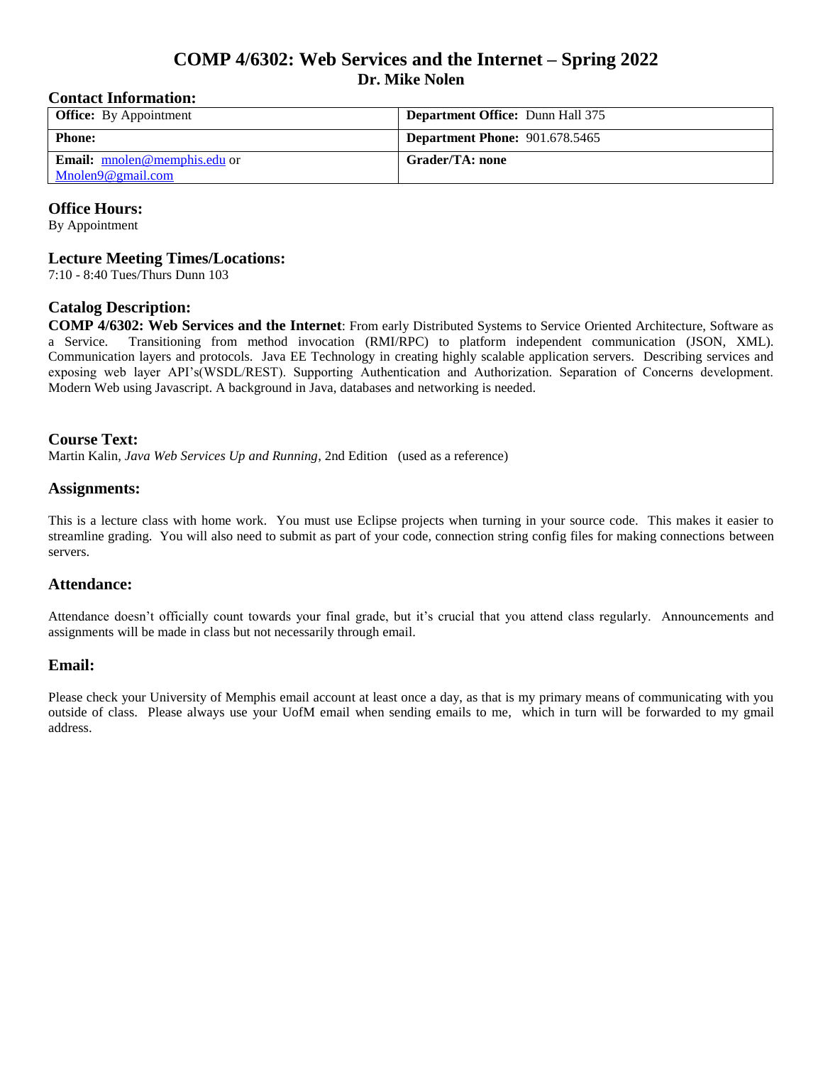# COMP 4/6302: Web Services and the Internet – Spring 2022

## Dr. Mike Nolen

### Contact Information:

| **Office:** By Appointment | **Department Office:** Dunn Hall 375 |
| --- | --- |
| **Phone:** | **Department Phone:** 901.678.5465 |
| **Email:** mnolen@memphis.edu or Mnolen9@gmail.com | **Grader/TA: none** |

### Office Hours:

By Appointment

### Lecture Meeting Times/Locations:

7:10 - 8:40 Tues/Thurs Dunn 103

### Catalog Description:

**COMP 4/6302: Web Services and the Internet**: From early Distributed Systems to Service Oriented Architecture, Software as a Service. Transitioning from method invocation (RMI/RPC) to platform independent communication (JSON, XML). Communication layers and protocols. Java EE Technology in creating highly scalable application servers. Describing services and exposing web layer API's(WSDL/REST). Supporting Authentication and Authorization. Separation of Concerns development. Modern Web using Javascript. A background in Java, databases and networking is needed.

### Course Text:

Martin Kalin, *Java Web Services Up and Running*, 2nd Edition (used as a reference)

### Assignments:

This is a lecture class with home work. You must use Eclipse projects when turning in your source code. This makes it easier to streamline grading. You will also need to submit as part of your code, connection string config files for making connections between servers.

### Attendance:

Attendance doesn't officially count towards your final grade, but it's crucial that you attend class regularly. Announcements and assignments will be made in class but not necessarily through email.

### Email:

Please check your University of Memphis email account at least once a day, as that is my primary means of communicating with you outside of class. Please always use your UofM email when sending emails to me, which in turn will be forwarded to my gmail address.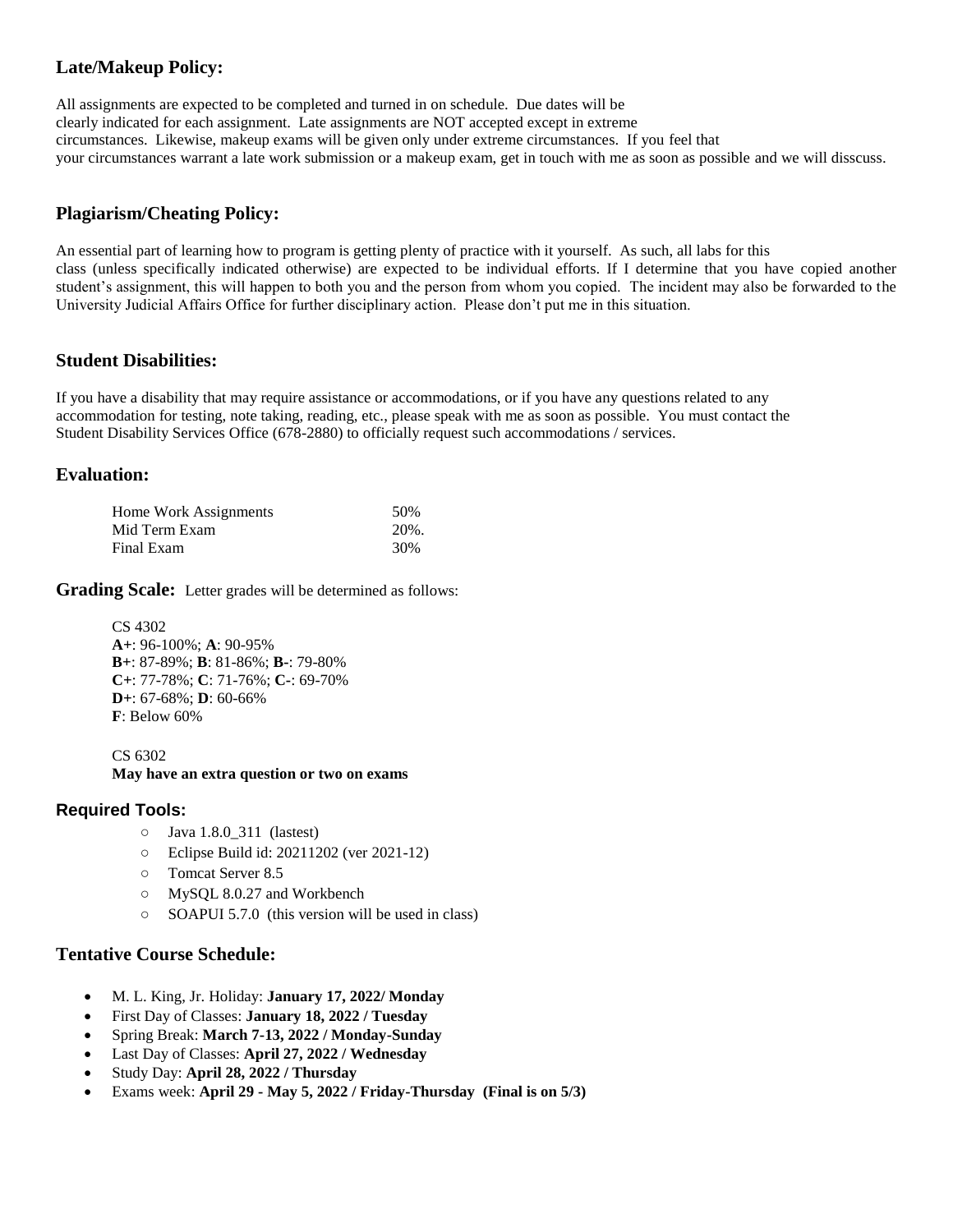## Late/Makeup Policy:

All assignments are expected to be completed and turned in on schedule. Due dates will be clearly indicated for each assignment. Late assignments are NOT accepted except in extreme circumstances. Likewise, makeup exams will be given only under extreme circumstances. If you feel that your circumstances warrant a late work submission or a makeup exam, get in touch with me as soon as possible and we will disscuss.

## Plagiarism/Cheating Policy:

An essential part of learning how to program is getting plenty of practice with it yourself. As such, all labs for this class (unless specifically indicated otherwise) are expected to be individual efforts. If I determine that you have copied another student's assignment, this will happen to both you and the person from whom you copied. The incident may also be forwarded to the University Judicial Affairs Office for further disciplinary action. Please don't put me in this situation.

## Student Disabilities:

If you have a disability that may require assistance or accommodations, or if you have any questions related to any accommodation for testing, note taking, reading, etc., please speak with me as soon as possible. You must contact the Student Disability Services Office (678-2880) to officially request such accommodations / services.

## Evaluation:

| | |
|---|---|
| Home Work Assignments | 50% |
| Mid Term Exam | 20%. |
| Final Exam | 30% |

**Grading Scale:** Letter grades will be determined as follows:

CS 4302
**A+**: 96-100%; **A**: 90-95%
**B+**: 87-89%; **B**: 81-86%; **B-**: 79-80%
**C+**: 77-78%; **C**: 71-76%; **C-**: 69-70%
**D+**: 67-68%; **D**: 60-66%
**F**: Below 60%

CS 6302
**May have an extra question or two on exams**

## Required Tools:

- Java 1.8.0_311 (lastest)
- Eclipse Build id: 20211202 (ver 2021-12)
- Tomcat Server 8.5
- MySQL 8.0.27 and Workbench
- SOAPUI 5.7.0 (this version will be used in class)

## Tentative Course Schedule:

- M. L. King, Jr. Holiday: **January 17, 2022/ Monday**
- First Day of Classes: **January 18, 2022 / Tuesday**
- Spring Break: **March 7-13, 2022 / Monday-Sunday**
- Last Day of Classes: **April 27, 2022 / Wednesday**
- Study Day: **April 28, 2022 / Thursday**
- Exams week: **April 29 - May 5, 2022 / Friday-Thursday (Final is on 5/3)**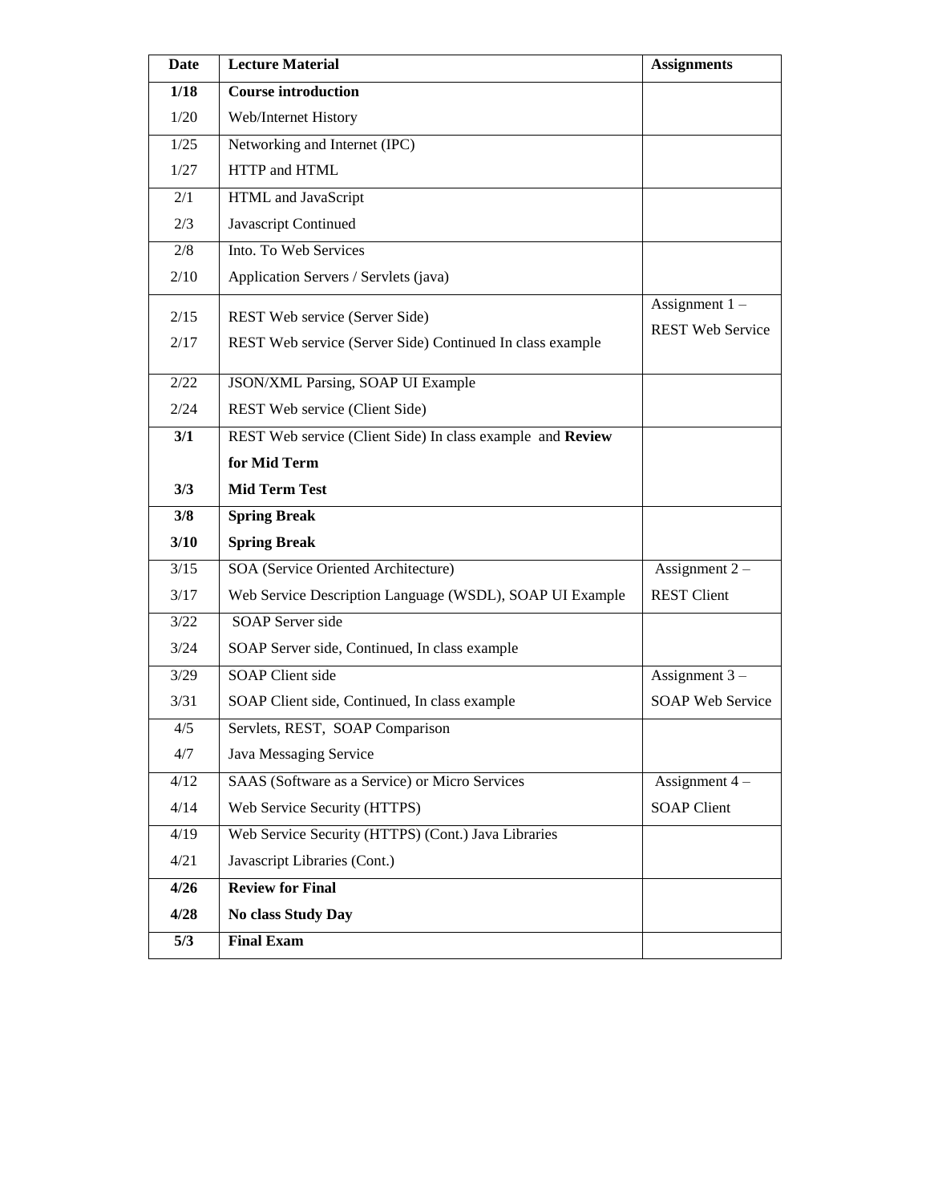| Date | Lecture Material | Assignments |
|---|---|---|
| **1/18** | **Course introduction** | |
| 1/20 | Web/Internet History | |
| 1/25 | Networking and Internet (IPC) | |
| 1/27 | HTTP and HTML | |
| 2/1 | HTML and JavaScript | |
| 2/3 | Javascript Continued | |
| 2/8 | Into. To Web Services | |
| 2/10 | Application Servers / Servlets (java) | |
| 2/15 | REST Web service (Server Side) | Assignment 1 – REST Web Service |
| 2/17 | REST Web service (Server Side) Continued In class example | |
| 2/22 | JSON/XML Parsing, SOAP UI Example | |
| 2/24 | REST Web service (Client Side) | |
| **3/1** | REST Web service (Client Side) In class example and **Review for Mid Term** | |
| **3/3** | **Mid Term Test** | |
| **3/8** | **Spring Break** | |
| **3/10** | **Spring Break** | |
| 3/15 | SOA (Service Oriented Architecture) | Assignment 2 – REST Client |
| 3/17 | Web Service Description Language (WSDL), SOAP UI Example | |
| 3/22 | SOAP Server side | |
| 3/24 | SOAP Server side, Continued, In class example | |
| 3/29 | SOAP Client side | Assignment 3 – SOAP Web Service |
| 3/31 | SOAP Client side, Continued, In class example | |
| 4/5 | Servlets, REST, SOAP Comparison | |
| 4/7 | Java Messaging Service | |
| 4/12 | SAAS (Software as a Service) or Micro Services | Assignment 4 – SOAP Client |
| 4/14 | Web Service Security (HTTPS) | |
| 4/19 | Web Service Security (HTTPS) (Cont.) Java Libraries | |
| 4/21 | Javascript Libraries (Cont.) | |
| **4/26** | **Review for Final** | |
| **4/28** | **No class Study Day** | |
| **5/3** | **Final Exam** | |